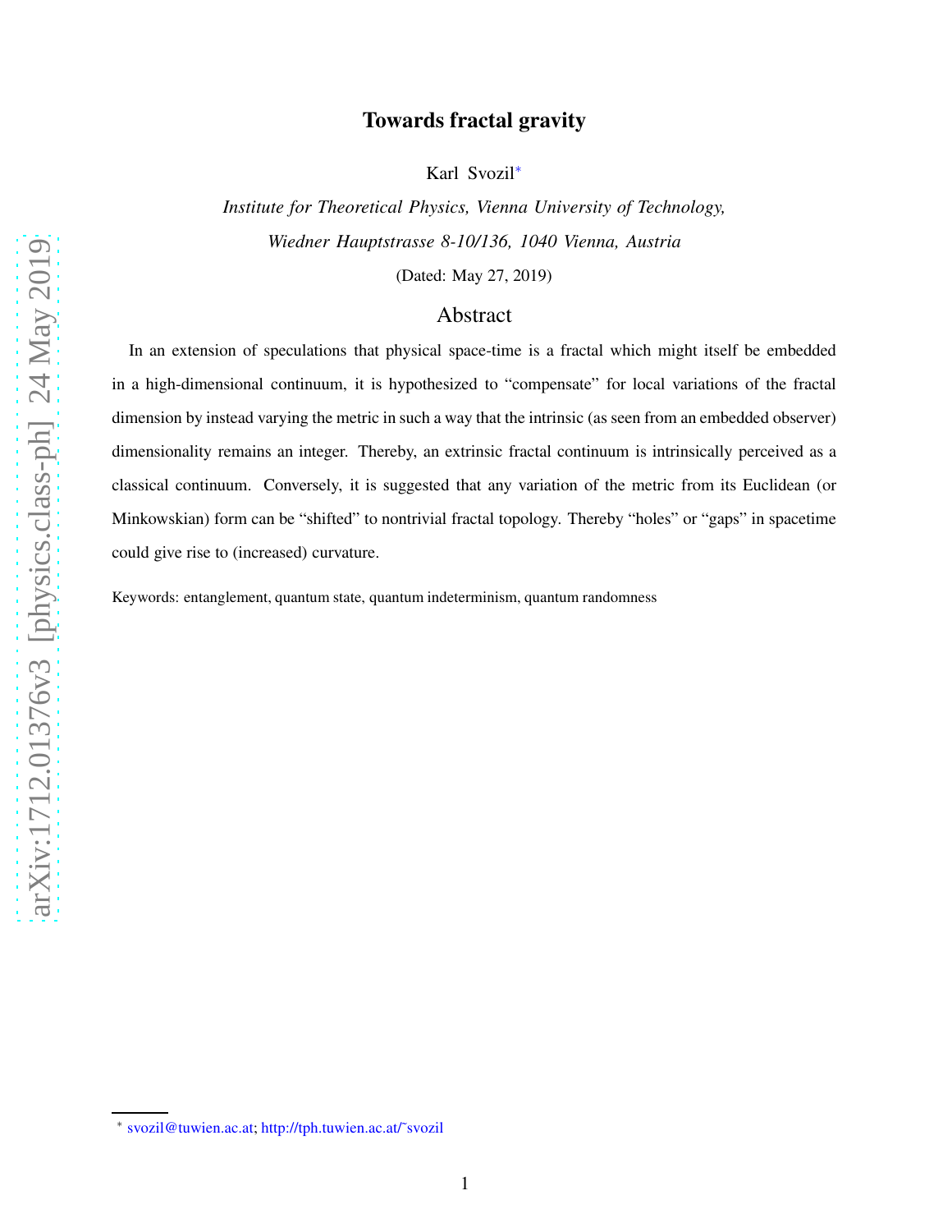# Towards fractal gravity

Karl Svozil[*]

*Institute for Theoretical Physics, Vienna University of Technology,*
*Wiedner Hauptstrasse 8-10/136, 1040 Vienna, Austria*

(Dated: May 27, 2019)

## Abstract

In an extension of speculations that physical space-time is a fractal which might itself be embedded in a high-dimensional continuum, it is hypothesized to "compensate" for local variations of the fractal dimension by instead varying the metric in such a way that the intrinsic (as seen from an embedded observer) dimensionality remains an integer. Thereby, an extrinsic fractal continuum is intrinsically perceived as a classical continuum. Conversely, it is suggested that any variation of the metric from its Euclidean (or Minkowskian) form can be "shifted" to nontrivial fractal topology. Thereby "holes" or "gaps" in spacetime could give rise to (increased) curvature.

Keywords: entanglement, quantum state, quantum indeterminism, quantum randomness

[*] svozil@tuwien.ac.at; http://tph.tuwien.ac.at/~svozil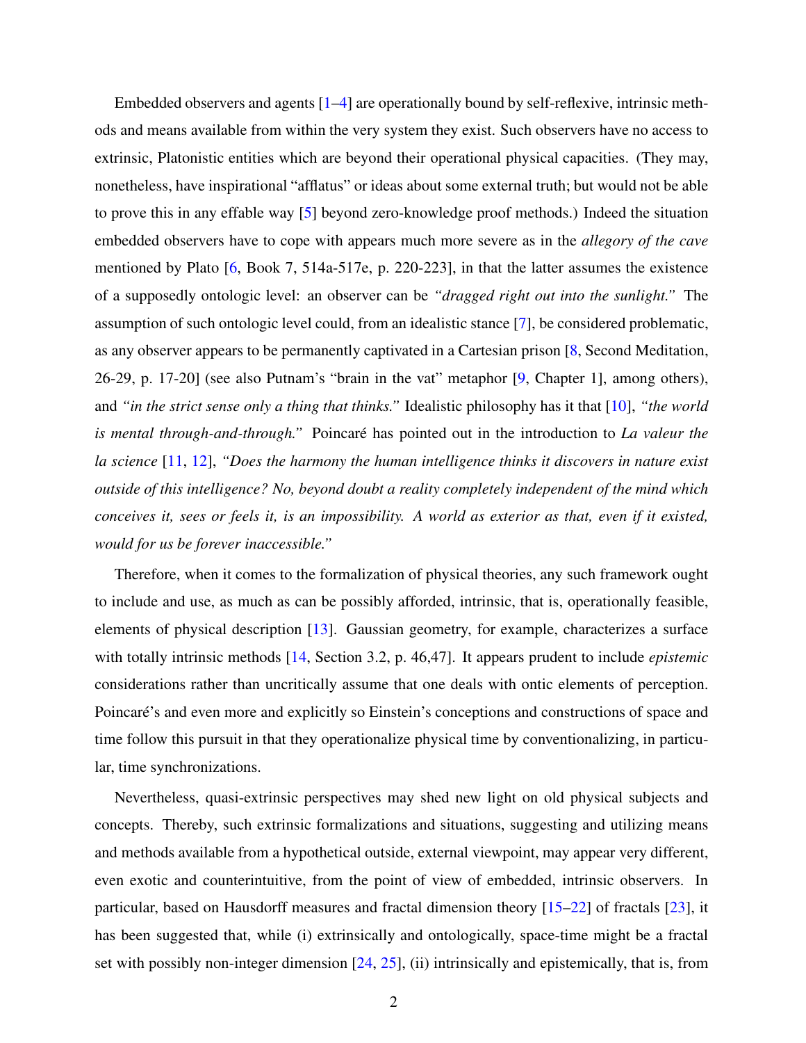Embedded observers and agents [1–4] are operationally bound by self-reflexive, intrinsic methods and means available from within the very system they exist. Such observers have no access to extrinsic, Platonistic entities which are beyond their operational physical capacities. (They may, nonetheless, have inspirational "afflatus" or ideas about some external truth; but would not be able to prove this in any effable way [5] beyond zero-knowledge proof methods.) Indeed the situation embedded observers have to cope with appears much more severe as in the *allegory of the cave* mentioned by Plato [6, Book 7, 514a-517e, p. 220-223], in that the latter assumes the existence of a supposedly ontologic level: an observer can be *"dragged right out into the sunlight."* The assumption of such ontologic level could, from an idealistic stance [7], be considered problematic, as any observer appears to be permanently captivated in a Cartesian prison [8, Second Meditation, 26-29, p. 17-20] (see also Putnam's "brain in the vat" metaphor [9, Chapter 1], among others), and *"in the strict sense only a thing that thinks."* Idealistic philosophy has it that [10], *"the world is mental through-and-through."* Poincaré has pointed out in the introduction to *La valeur the la science* [11, 12], *"Does the harmony the human intelligence thinks it discovers in nature exist outside of this intelligence? No, beyond doubt a reality completely independent of the mind which conceives it, sees or feels it, is an impossibility. A world as exterior as that, even if it existed, would for us be forever inaccessible."*

Therefore, when it comes to the formalization of physical theories, any such framework ought to include and use, as much as can be possibly afforded, intrinsic, that is, operationally feasible, elements of physical description [13]. Gaussian geometry, for example, characterizes a surface with totally intrinsic methods [14, Section 3.2, p. 46,47]. It appears prudent to include *epistemic* considerations rather than uncritically assume that one deals with ontic elements of perception. Poincaré's and even more and explicitly so Einstein's conceptions and constructions of space and time follow this pursuit in that they operationalize physical time by conventionalizing, in particular, time synchronizations.

Nevertheless, quasi-extrinsic perspectives may shed new light on old physical subjects and concepts. Thereby, such extrinsic formalizations and situations, suggesting and utilizing means and methods available from a hypothetical outside, external viewpoint, may appear very different, even exotic and counterintuitive, from the point of view of embedded, intrinsic observers. In particular, based on Hausdorff measures and fractal dimension theory [15–22] of fractals [23], it has been suggested that, while (i) extrinsically and ontologically, space-time might be a fractal set with possibly non-integer dimension [24, 25], (ii) intrinsically and epistemically, that is, from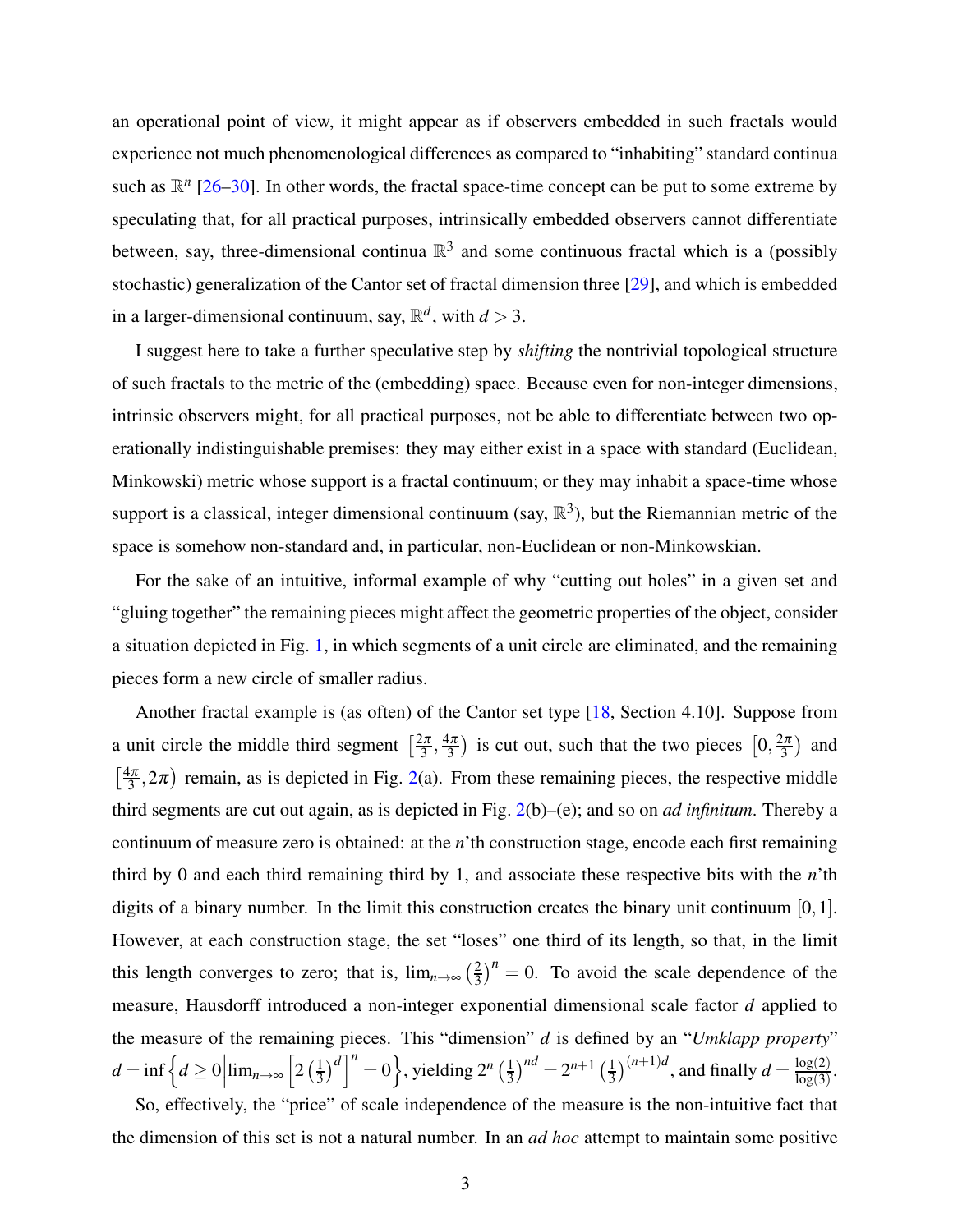an operational point of view, it might appear as if observers embedded in such fractals would experience not much phenomenological differences as compared to "inhabiting" standard continua such as $\mathbb{R}^n$ [26–30]. In other words, the fractal space-time concept can be put to some extreme by speculating that, for all practical purposes, intrinsically embedded observers cannot differentiate between, say, three-dimensional continua $\mathbb{R}^3$ and some continuous fractal which is a (possibly stochastic) generalization of the Cantor set of fractal dimension three [29], and which is embedded in a larger-dimensional continuum, say, $\mathbb{R}^d$, with $d > 3$.

I suggest here to take a further speculative step by *shifting* the nontrivial topological structure of such fractals to the metric of the (embedding) space. Because even for non-integer dimensions, intrinsic observers might, for all practical purposes, not be able to differentiate between two operationally indistinguishable premises: they may either exist in a space with standard (Euclidean, Minkowski) metric whose support is a fractal continuum; or they may inhabit a space-time whose support is a classical, integer dimensional continuum (say, $\mathbb{R}^3$), but the Riemannian metric of the space is somehow non-standard and, in particular, non-Euclidean or non-Minkowskian.

For the sake of an intuitive, informal example of why "cutting out holes" in a given set and "gluing together" the remaining pieces might affect the geometric properties of the object, consider a situation depicted in Fig. 1, in which segments of a unit circle are eliminated, and the remaining pieces form a new circle of smaller radius.

Another fractal example is (as often) of the Cantor set type [18, Section 4.10]. Suppose from a unit circle the middle third segment $\left[\frac{2\pi}{3}, \frac{4\pi}{3}\right)$ is cut out, such that the two pieces $\left[0, \frac{2\pi}{3}\right)$ and $\left[\frac{4\pi}{3}, 2\pi\right)$ remain, as is depicted in Fig. 2(a). From these remaining pieces, the respective middle third segments are cut out again, as is depicted in Fig. 2(b)–(e); and so on *ad infinitum*. Thereby a continuum of measure zero is obtained: at the $n$'th construction stage, encode each first remaining third by 0 and each third remaining third by 1, and associate these respective bits with the $n$'th digits of a binary number. In the limit this construction creates the binary unit continuum $[0,1]$. However, at each construction stage, the set "loses" one third of its length, so that, in the limit this length converges to zero; that is, $\lim_{n\to\infty}\left(\frac{2}{3}\right)^n = 0$. To avoid the scale dependence of the measure, Hausdorff introduced a non-integer exponential dimensional scale factor $d$ applied to the measure of the remaining pieces. This "dimension" $d$ is defined by an "*Umklapp property*" $d = \inf\left\{d \geq 0 \middle| \lim_{n\to\infty}\left[2\left(\frac{1}{3}\right)^d\right]^n = 0\right\}$, yielding $2^n\left(\frac{1}{3}\right)^{nd} = 2^{n+1}\left(\frac{1}{3}\right)^{(n+1)d}$, and finally $d = \frac{\log(2)}{\log(3)}$.

So, effectively, the "price" of scale independence of the measure is the non-intuitive fact that the dimension of this set is not a natural number. In an *ad hoc* attempt to maintain some positive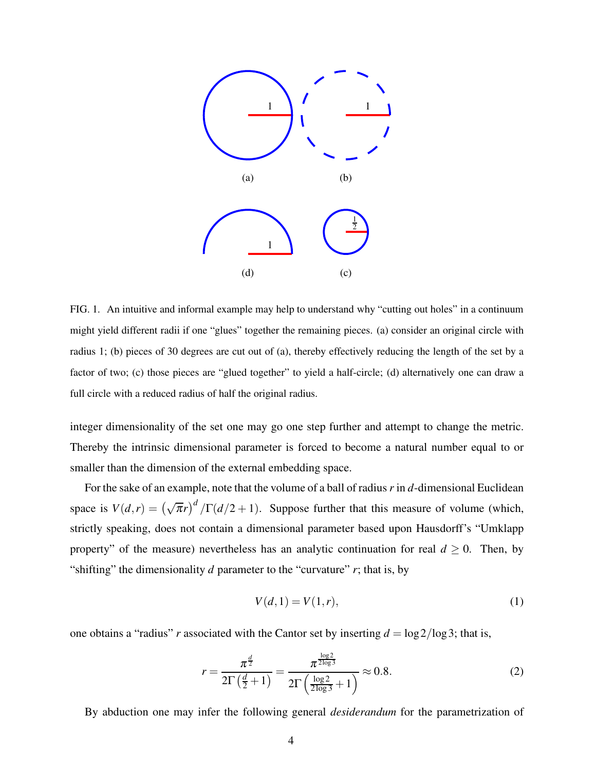FIG. 1. An intuitive and informal example may help to understand why "cutting out holes" in a continuum might yield different radii if one "glues" together the remaining pieces. (a) consider an original circle with radius 1; (b) pieces of 30 degrees are cut out of (a), thereby effectively reducing the length of the set by a factor of two; (c) those pieces are "glued together" to yield a half-circle; (d) alternatively one can draw a full circle with a reduced radius of half the original radius.

integer dimensionality of the set one may go one step further and attempt to change the metric. Thereby the intrinsic dimensional parameter is forced to become a natural number equal to or smaller than the dimension of the external embedding space.

For the sake of an example, note that the volume of a ball of radius $r$ in $d$-dimensional Euclidean space is $V(d,r) = \left(\sqrt{\pi} r\right)^d / \Gamma(d/2+1)$. Suppose further that this measure of volume (which, strictly speaking, does not contain a dimensional parameter based upon Hausdorff's "Umklapp property" of the measure) nevertheless has an analytic continuation for real $d \geq 0$. Then, by "shifting" the dimensionality $d$ parameter to the "curvature" $r$; that is, by

$$V(d,1) = V(1,r), \tag{1}$$

one obtains a "radius" $r$ associated with the Cantor set by inserting $d = \log 2 / \log 3$; that is,

$$r = \frac{\pi^{\frac{d}{2}}}{2\Gamma\left(\frac{d}{2}+1\right)} = \frac{\pi^{\frac{\log 2}{2\log 3}}}{2\Gamma\left(\frac{\log 2}{2\log 3}+1\right)} \approx 0.8. \tag{2}$$

By abduction one may infer the following general *desiderandum* for the parametrization of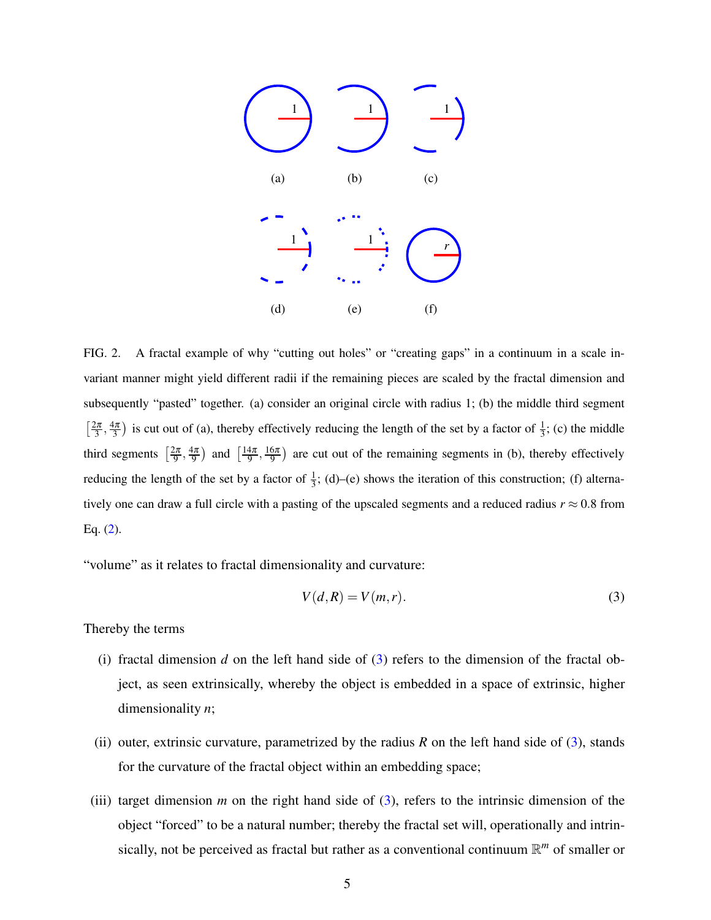FIG. 2. A fractal example of why "cutting out holes" or "creating gaps" in a continuum in a scale invariant manner might yield different radii if the remaining pieces are scaled by the fractal dimension and subsequently "pasted" together. (a) consider an original circle with radius 1; (b) the middle third segment $\left[\frac{2\pi}{3}, \frac{4\pi}{3}\right)$ is cut out of (a), thereby effectively reducing the length of the set by a factor of $\frac{1}{3}$; (c) the middle third segments $\left[\frac{2\pi}{9}, \frac{4\pi}{9}\right)$ and $\left[\frac{14\pi}{9}, \frac{16\pi}{9}\right)$ are cut out of the remaining segments in (b), thereby effectively reducing the length of the set by a factor of $\frac{1}{3}$; (d)–(e) shows the iteration of this construction; (f) alternatively one can draw a full circle with a pasting of the upscaled segments and a reduced radius $r \approx 0.8$ from Eq. (2).

"volume" as it relates to fractal dimensionality and curvature:

$$V(d, R) = V(m, r). \tag{3}$$

Thereby the terms

(i) fractal dimension $d$ on the left hand side of (3) refers to the dimension of the fractal object, as seen extrinsically, whereby the object is embedded in a space of extrinsic, higher dimensionality $n$;

(ii) outer, extrinsic curvature, parametrized by the radius $R$ on the left hand side of (3), stands for the curvature of the fractal object within an embedding space;

(iii) target dimension $m$ on the right hand side of (3), refers to the intrinsic dimension of the object "forced" to be a natural number; thereby the fractal set will, operationally and intrinsically, not be perceived as fractal but rather as a conventional continuum $\mathbb{R}^m$ of smaller or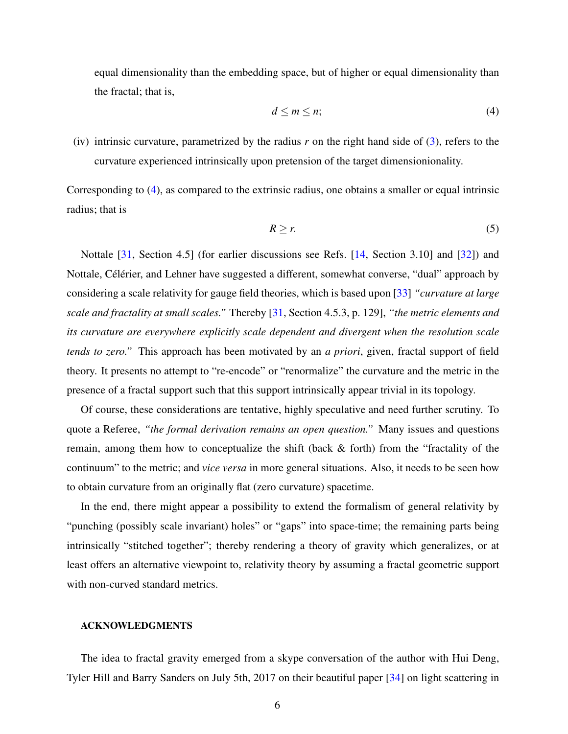equal dimensionality than the embedding space, but of higher or equal dimensionality than the fractal; that is,

$$d \leq m \leq n; \tag{4}$$

(iv) intrinsic curvature, parametrized by the radius $r$ on the right hand side of (3), refers to the curvature experienced intrinsically upon pretension of the target dimensionionality.

Corresponding to (4), as compared to the extrinsic radius, one obtains a smaller or equal intrinsic radius; that is

$$R \geq r. \tag{5}$$

Nottale [31, Section 4.5] (for earlier discussions see Refs. [14, Section 3.10] and [32]) and Nottale, Célérier, and Lehner have suggested a different, somewhat converse, "dual" approach by considering a scale relativity for gauge field theories, which is based upon [33] *"curvature at large scale and fractality at small scales."* Thereby [31, Section 4.5.3, p. 129], *"the metric elements and its curvature are everywhere explicitly scale dependent and divergent when the resolution scale tends to zero."* This approach has been motivated by an *a priori*, given, fractal support of field theory. It presents no attempt to "re-encode" or "renormalize" the curvature and the metric in the presence of a fractal support such that this support intrinsically appear trivial in its topology.

Of course, these considerations are tentative, highly speculative and need further scrutiny. To quote a Referee, *"the formal derivation remains an open question."* Many issues and questions remain, among them how to conceptualize the shift (back & forth) from the "fractality of the continuum" to the metric; and *vice versa* in more general situations. Also, it needs to be seen how to obtain curvature from an originally flat (zero curvature) spacetime.

In the end, there might appear a possibility to extend the formalism of general relativity by "punching (possibly scale invariant) holes" or "gaps" into space-time; the remaining parts being intrinsically "stitched together"; thereby rendering a theory of gravity which generalizes, or at least offers an alternative viewpoint to, relativity theory by assuming a fractal geometric support with non-curved standard metrics.

## ACKNOWLEDGMENTS

The idea to fractal gravity emerged from a skype conversation of the author with Hui Deng, Tyler Hill and Barry Sanders on July 5th, 2017 on their beautiful paper [34] on light scattering in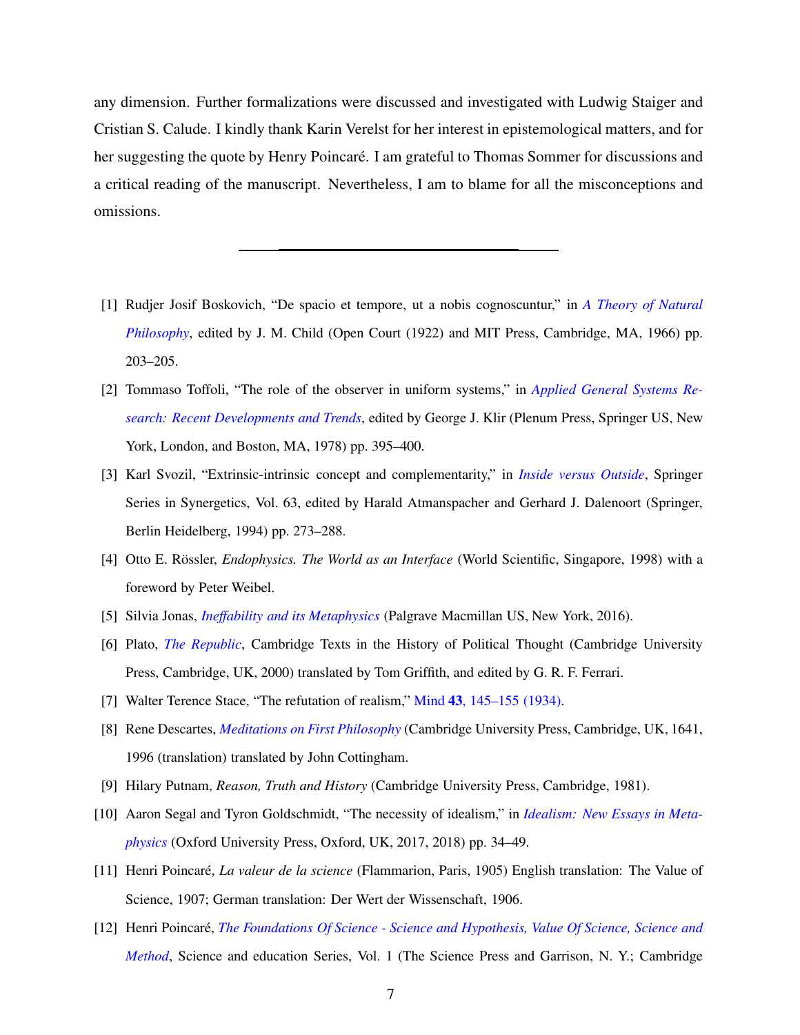any dimension. Further formalizations were discussed and investigated with Ludwig Staiger and Cristian S. Calude. I kindly thank Karin Verelst for her interest in epistemological matters, and for her suggesting the quote by Henry Poincaré. I am grateful to Thomas Sommer for discussions and a critical reading of the manuscript. Nevertheless, I am to blame for all the misconceptions and omissions.

---

[1] Rudjer Josif Boskovich, "De spacio et tempore, ut a nobis cognoscuntur," in *A Theory of Natural Philosophy*, edited by J. M. Child (Open Court (1922) and MIT Press, Cambridge, MA, 1966) pp. 203–205.

[2] Tommaso Toffoli, "The role of the observer in uniform systems," in *Applied General Systems Research: Recent Developments and Trends*, edited by George J. Klir (Plenum Press, Springer US, New York, London, and Boston, MA, 1978) pp. 395–400.

[3] Karl Svozil, "Extrinsic-intrinsic concept and complementarity," in *Inside versus Outside*, Springer Series in Synergetics, Vol. 63, edited by Harald Atmanspacher and Gerhard J. Dalenoort (Springer, Berlin Heidelberg, 1994) pp. 273–288.

[4] Otto E. Rössler, *Endophysics. The World as an Interface* (World Scientific, Singapore, 1998) with a foreword by Peter Weibel.

[5] Silvia Jonas, *Ineffability and its Metaphysics* (Palgrave Macmillan US, New York, 2016).

[6] Plato, *The Republic*, Cambridge Texts in the History of Political Thought (Cambridge University Press, Cambridge, UK, 2000) translated by Tom Griffith, and edited by G. R. F. Ferrari.

[7] Walter Terence Stace, "The refutation of realism," Mind **43**, 145–155 (1934).

[8] Rene Descartes, *Meditations on First Philosophy* (Cambridge University Press, Cambridge, UK, 1641, 1996 (translation) translated by John Cottingham.

[9] Hilary Putnam, *Reason, Truth and History* (Cambridge University Press, Cambridge, 1981).

[10] Aaron Segal and Tyron Goldschmidt, "The necessity of idealism," in *Idealism: New Essays in Metaphysics* (Oxford University Press, Oxford, UK, 2017, 2018) pp. 34–49.

[11] Henri Poincaré, *La valeur de la science* (Flammarion, Paris, 1905) English translation: The Value of Science, 1907; German translation: Der Wert der Wissenschaft, 1906.

[12] Henri Poincaré, *The Foundations Of Science - Science and Hypothesis, Value Of Science, Science and Method*, Science and education Series, Vol. 1 (The Science Press and Garrison, N. Y.; Cambridge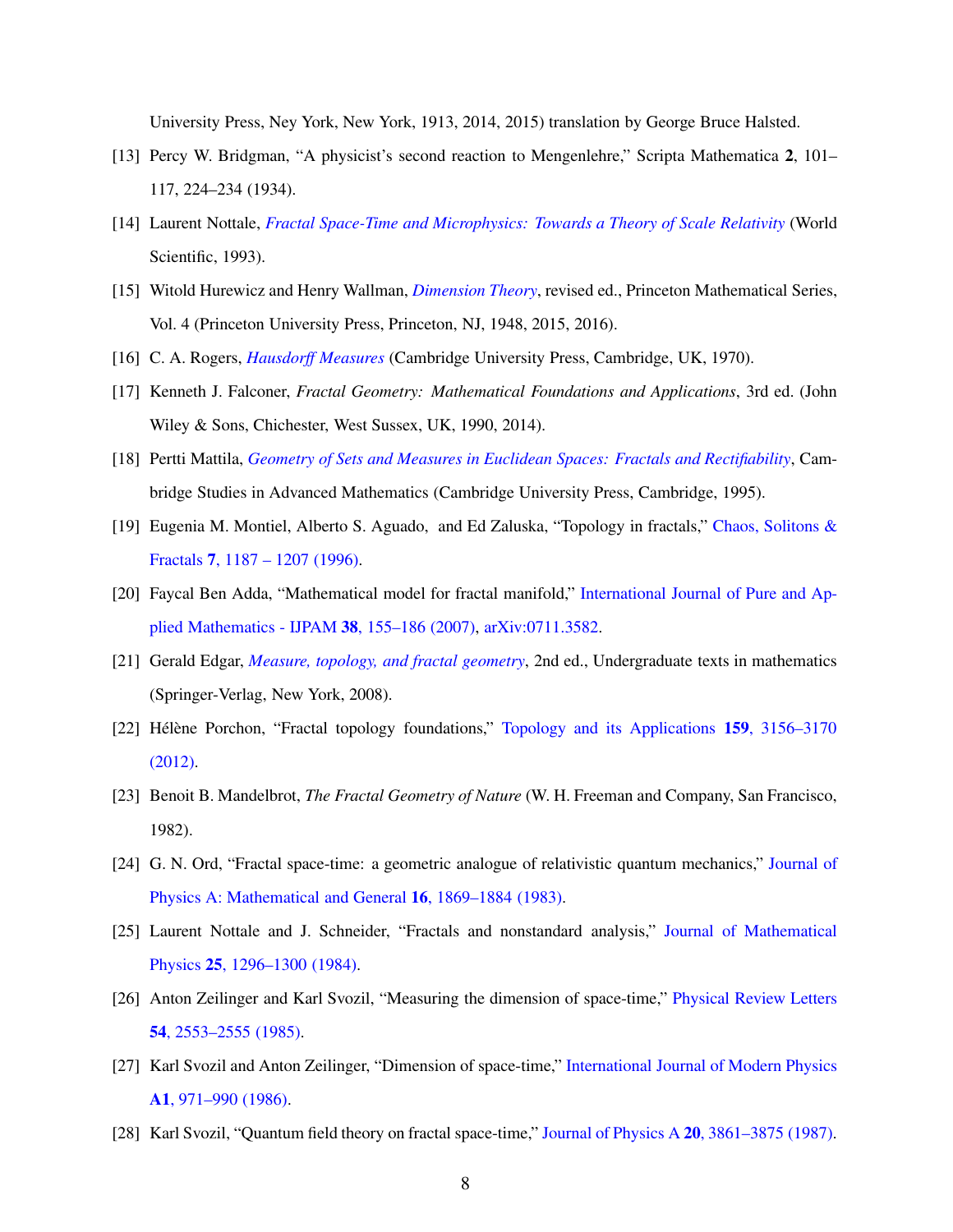University Press, Ney York, New York, 1913, 2014, 2015) translation by George Bruce Halsted.

[13] Percy W. Bridgman, “A physicist’s second reaction to Mengenlehre,” Scripta Mathematica **2**, 101–117, 224–234 (1934).

[14] Laurent Nottale, *Fractal Space-Time and Microphysics: Towards a Theory of Scale Relativity* (World Scientific, 1993).

[15] Witold Hurewicz and Henry Wallman, *Dimension Theory*, revised ed., Princeton Mathematical Series, Vol. 4 (Princeton University Press, Princeton, NJ, 1948, 2015, 2016).

[16] C. A. Rogers, *Hausdorff Measures* (Cambridge University Press, Cambridge, UK, 1970).

[17] Kenneth J. Falconer, *Fractal Geometry: Mathematical Foundations and Applications*, 3rd ed. (John Wiley & Sons, Chichester, West Sussex, UK, 1990, 2014).

[18] Pertti Mattila, *Geometry of Sets and Measures in Euclidean Spaces: Fractals and Rectifiability*, Cambridge Studies in Advanced Mathematics (Cambridge University Press, Cambridge, 1995).

[19] Eugenia M. Montiel, Alberto S. Aguado, and Ed Zaluska, “Topology in fractals,” Chaos, Solitons & Fractals **7**, 1187 – 1207 (1996).

[20] Faycal Ben Adda, “Mathematical model for fractal manifold,” International Journal of Pure and Applied Mathematics - IJPAM **38**, 155–186 (2007), arXiv:0711.3582.

[21] Gerald Edgar, *Measure, topology, and fractal geometry*, 2nd ed., Undergraduate texts in mathematics (Springer-Verlag, New York, 2008).

[22] Hélène Porchon, “Fractal topology foundations,” Topology and its Applications **159**, 3156–3170 (2012).

[23] Benoit B. Mandelbrot, *The Fractal Geometry of Nature* (W. H. Freeman and Company, San Francisco, 1982).

[24] G. N. Ord, “Fractal space-time: a geometric analogue of relativistic quantum mechanics,” Journal of Physics A: Mathematical and General **16**, 1869–1884 (1983).

[25] Laurent Nottale and J. Schneider, “Fractals and nonstandard analysis,” Journal of Mathematical Physics **25**, 1296–1300 (1984).

[26] Anton Zeilinger and Karl Svozil, “Measuring the dimension of space-time,” Physical Review Letters **54**, 2553–2555 (1985).

[27] Karl Svozil and Anton Zeilinger, “Dimension of space-time,” International Journal of Modern Physics **A1**, 971–990 (1986).

[28] Karl Svozil, “Quantum field theory on fractal space-time,” Journal of Physics A **20**, 3861–3875 (1987).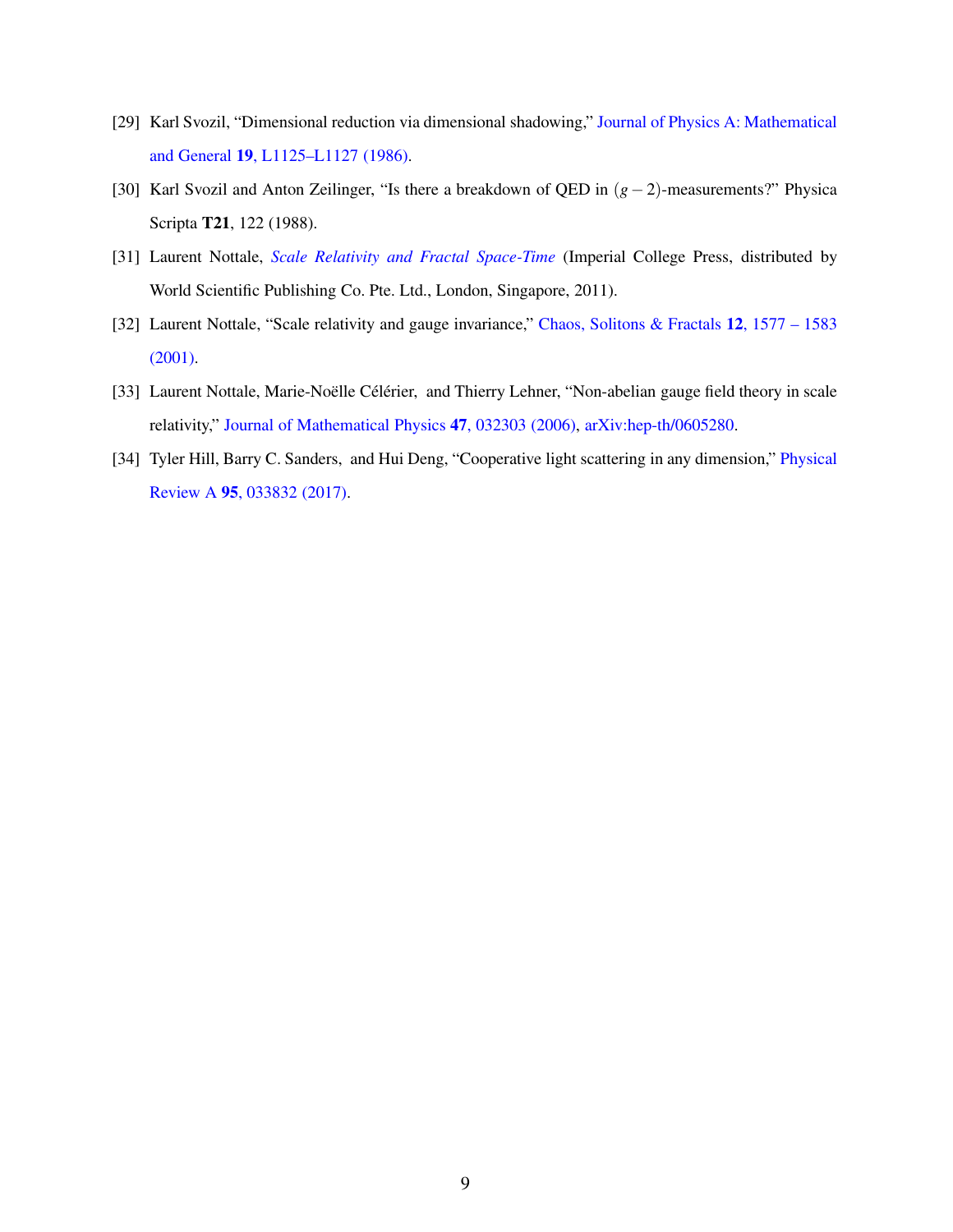[29] Karl Svozil, "Dimensional reduction via dimensional shadowing," Journal of Physics A: Mathematical and General **19**, L1125–L1127 (1986).

[30] Karl Svozil and Anton Zeilinger, "Is there a breakdown of QED in $(g-2)$-measurements?" Physica Scripta **T21**, 122 (1988).

[31] Laurent Nottale, *Scale Relativity and Fractal Space-Time* (Imperial College Press, distributed by World Scientific Publishing Co. Pte. Ltd., London, Singapore, 2011).

[32] Laurent Nottale, "Scale relativity and gauge invariance," Chaos, Solitons & Fractals **12**, 1577 – 1583 (2001).

[33] Laurent Nottale, Marie-Noëlle Célérier, and Thierry Lehner, "Non-abelian gauge field theory in scale relativity," Journal of Mathematical Physics **47**, 032303 (2006), arXiv:hep-th/0605280.

[34] Tyler Hill, Barry C. Sanders, and Hui Deng, "Cooperative light scattering in any dimension," Physical Review A **95**, 033832 (2017).